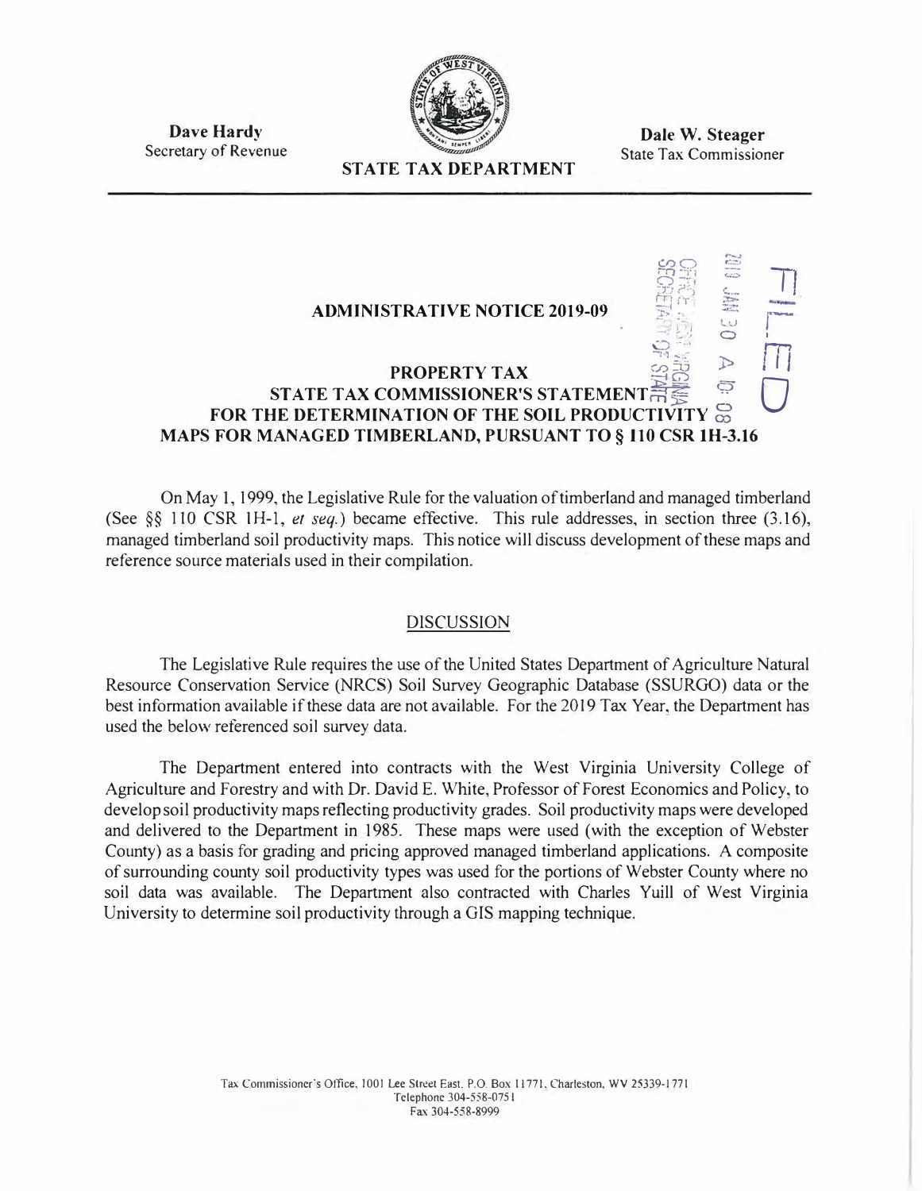**Dave Hardy**
Secretary of Revenue

**STATE TAX DEPARTMENT**

**Dale W. Steager**
State Tax Commissioner

FILED

2019 JAN 30 A 10: 08

OFFICE WEST VIRGINIA SECRETARY OF STATE

## ADMINISTRATIVE NOTICE 2019-09

## PROPERTY TAX
## STATE TAX COMMISSIONER'S STATEMENT FOR THE DETERMINATION OF THE SOIL PRODUCTIVITY MAPS FOR MANAGED TIMBERLAND, PURSUANT TO § 110 CSR 1H-3.16

On May 1, 1999, the Legislative Rule for the valuation of timberland and managed timberland (See §§ 110 CSR 1H-1, *et seq.*) became effective. This rule addresses, in section three (3.16), managed timberland soil productivity maps. This notice will discuss development of these maps and reference source materials used in their compilation.

### DISCUSSION

The Legislative Rule requires the use of the United States Department of Agriculture Natural Resource Conservation Service (NRCS) Soil Survey Geographic Database (SSURGO) data or the best information available if these data are not available. For the 2019 Tax Year, the Department has used the below referenced soil survey data.

The Department entered into contracts with the West Virginia University College of Agriculture and Forestry and with Dr. David E. White, Professor of Forest Economics and Policy, to develop soil productivity maps reflecting productivity grades. Soil productivity maps were developed and delivered to the Department in 1985. These maps were used (with the exception of Webster County) as a basis for grading and pricing approved managed timberland applications. A composite of surrounding county soil productivity types was used for the portions of Webster County where no soil data was available. The Department also contracted with Charles Yuill of West Virginia University to determine soil productivity through a GIS mapping technique.

Tax Commissioner's Office, 1001 Lee Street East, P.O. Box 11771, Charleston, WV 25339-1771
Telephone 304-558-0751
Fax 304-558-8999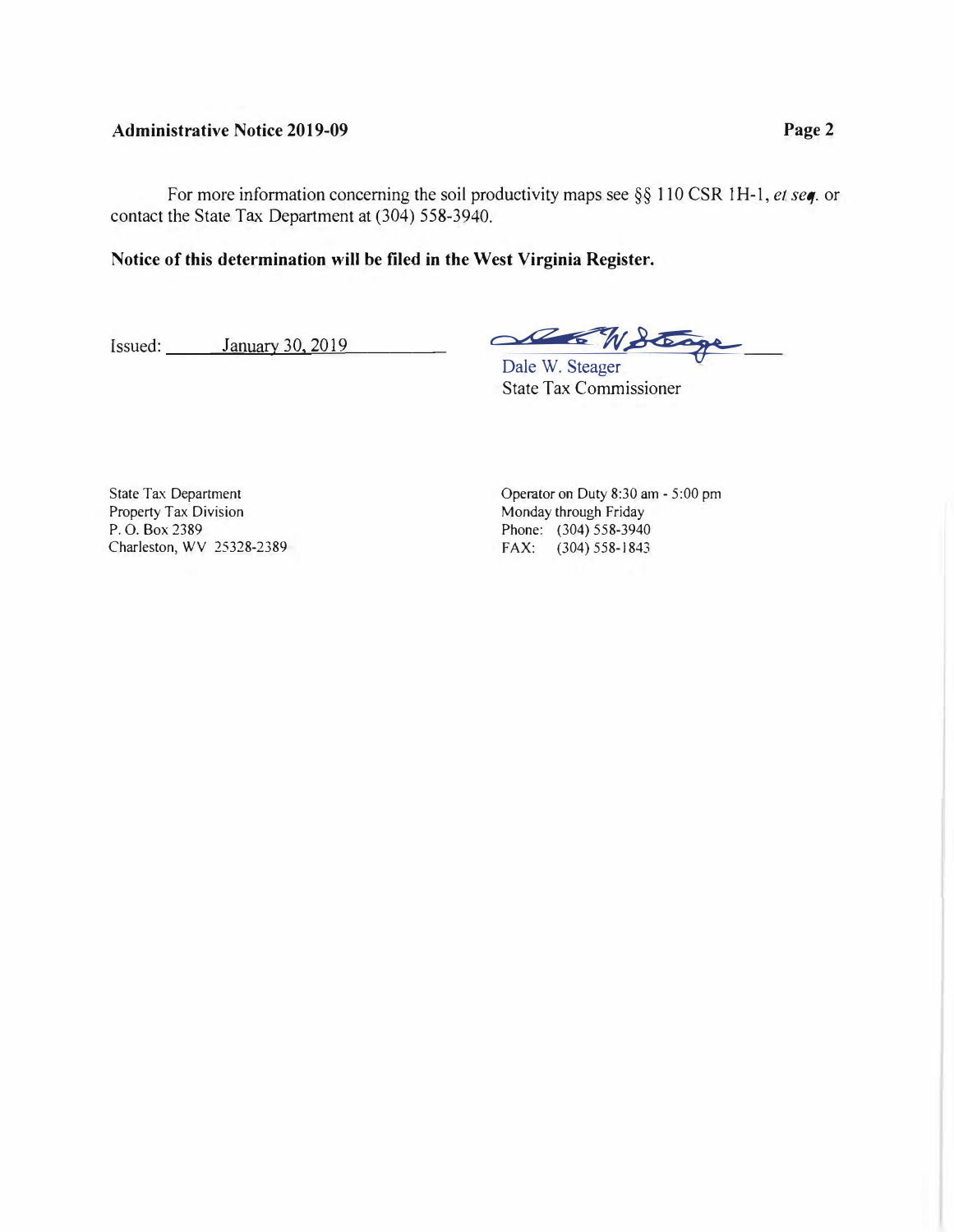For more information concerning the soil productivity maps see §§ 110 CSR 1H-1, *et seq*. or contact the State Tax Department at (304) 558-3940.

**Notice of this determination will be filed in the West Virginia Register.**

Issued: January 30, 2019

Dale W. Steager
State Tax Commissioner

State Tax Department
Property Tax Division
P. O. Box 2389
Charleston, WV 25328-2389

Operator on Duty 8:30 am - 5:00 pm
Monday through Friday
Phone: (304) 558-3940
FAX: (304) 558-1843